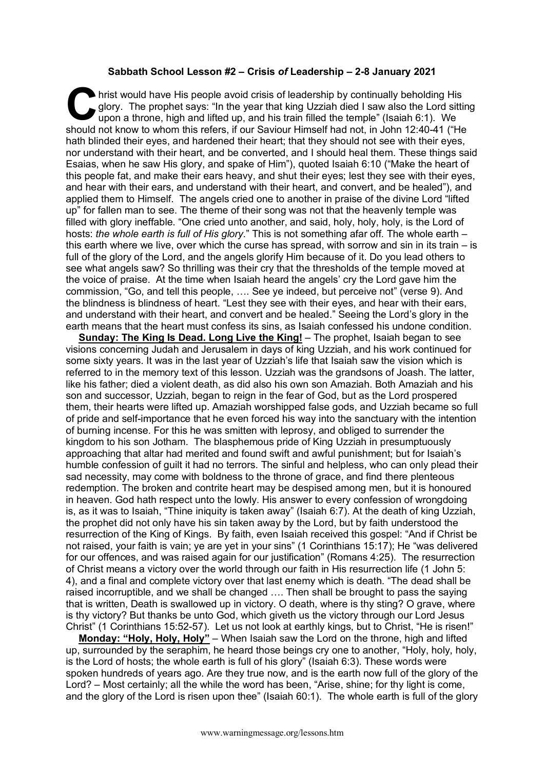**Sabbath School Lesson #2 – Crisis *of* Leadership – 2-8 January 2021**

Christ would have His people avoid crisis of leadership by continually beholding His glory. The prophet says: "In the year that king Uzziah died I saw also the Lord sitting upon a throne, high and lifted up, and his train filled the temple" (Isaiah 6:1). We should not know to whom this refers, if our Saviour Himself had not, in John 12:40-41 ("He hath blinded their eyes, and hardened their heart; that they should not see with their eyes, nor understand with their heart, and be converted, and I should heal them. These things said Esaias, when he saw His glory, and spake of Him"), quoted Isaiah 6:10 ("Make the heart of this people fat, and make their ears heavy, and shut their eyes; lest they see with their eyes, and hear with their ears, and understand with their heart, and convert, and be healed"), and applied them to Himself. The angels cried one to another in praise of the divine Lord "lifted up" for fallen man to see. The theme of their song was not that the heavenly temple was filled with glory ineffable. "One cried unto another, and said, holy, holy, holy, is the Lord of hosts: *the whole earth is full of His glory*." This is not something afar off. The whole earth – this earth where we live, over which the curse has spread, with sorrow and sin in its train – is full of the glory of the Lord, and the angels glorify Him because of it. Do you lead others to see what angels saw? So thrilling was their cry that the thresholds of the temple moved at the voice of praise. At the time when Isaiah heard the angels' cry the Lord gave him the commission, "Go, and tell this people, …. See ye indeed, but perceive not" (verse 9). And the blindness is blindness of heart. "Lest they see with their eyes, and hear with their ears, and understand with their heart, and convert and be healed." Seeing the Lord's glory in the earth means that the heart must confess its sins, as Isaiah confessed his undone condition.

**Sunday: The King Is Dead. Long Live the King!** – The prophet, Isaiah began to see visions concerning Judah and Jerusalem in days of king Uzziah, and his work continued for some sixty years. It was in the last year of Uzziah's life that Isaiah saw the vision which is referred to in the memory text of this lesson. Uzziah was the grandsons of Joash. The latter, like his father; died a violent death, as did also his own son Amaziah. Both Amaziah and his son and successor, Uzziah, began to reign in the fear of God, but as the Lord prospered them, their hearts were lifted up. Amaziah worshipped false gods, and Uzziah became so full of pride and self-importance that he even forced his way into the sanctuary with the intention of burning incense. For this he was smitten with leprosy, and obliged to surrender the kingdom to his son Jotham. The blasphemous pride of King Uzziah in presumptuously approaching that altar had merited and found swift and awful punishment; but for Isaiah's humble confession of guilt it had no terrors. The sinful and helpless, who can only plead their sad necessity, may come with boldness to the throne of grace, and find there plenteous redemption. The broken and contrite heart may be despised among men, but it is honoured in heaven. God hath respect unto the lowly. His answer to every confession of wrongdoing is, as it was to Isaiah, "Thine iniquity is taken away" (Isaiah 6:7). At the death of king Uzziah, the prophet did not only have his sin taken away by the Lord, but by faith understood the resurrection of the King of Kings. By faith, even Isaiah received this gospel: "And if Christ be not raised, your faith is vain; ye are yet in your sins" (1 Corinthians 15:17); He "was delivered for our offences, and was raised again for our justification" (Romans 4:25). The resurrection of Christ means a victory over the world through our faith in His resurrection life (1 John 5: 4), and a final and complete victory over that last enemy which is death. "The dead shall be raised incorruptible, and we shall be changed …. Then shall be brought to pass the saying that is written, Death is swallowed up in victory. O death, where is thy sting? O grave, where is thy victory? But thanks be unto God, which giveth us the victory through our Lord Jesus Christ" (1 Corinthians 15:52-57). Let us not look at earthly kings, but to Christ, "He is risen!"

**Monday: "Holy, Holy, Holy"** – When Isaiah saw the Lord on the throne, high and lifted up, surrounded by the seraphim, he heard those beings cry one to another, "Holy, holy, holy, is the Lord of hosts; the whole earth is full of his glory" (Isaiah 6:3). These words were spoken hundreds of years ago. Are they true now, and is the earth now full of the glory of the Lord? – Most certainly; all the while the word has been, "Arise, shine; for thy light is come, and the glory of the Lord is risen upon thee" (Isaiah 60:1). The whole earth is full of the glory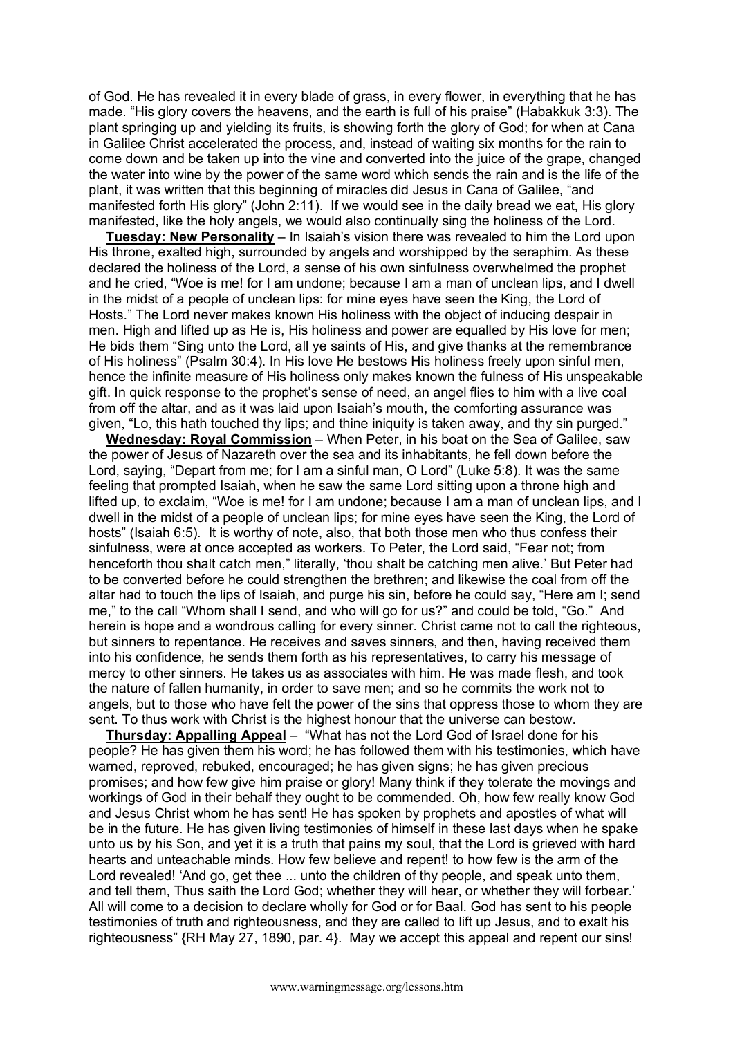of God. He has revealed it in every blade of grass, in every flower, in everything that he has made. "His glory covers the heavens, and the earth is full of his praise" (Habakkuk 3:3). The plant springing up and yielding its fruits, is showing forth the glory of God; for when at Cana in Galilee Christ accelerated the process, and, instead of waiting six months for the rain to come down and be taken up into the vine and converted into the juice of the grape, changed the water into wine by the power of the same word which sends the rain and is the life of the plant, it was written that this beginning of miracles did Jesus in Cana of Galilee, "and manifested forth His glory" (John 2:11). If we would see in the daily bread we eat, His glory manifested, like the holy angels, we would also continually sing the holiness of the Lord.

**Tuesday: New Personality** – In Isaiah's vision there was revealed to him the Lord upon His throne, exalted high, surrounded by angels and worshipped by the seraphim. As these declared the holiness of the Lord, a sense of his own sinfulness overwhelmed the prophet and he cried, "Woe is me! for I am undone; because I am a man of unclean lips, and I dwell in the midst of a people of unclean lips: for mine eyes have seen the King, the Lord of Hosts." The Lord never makes known His holiness with the object of inducing despair in men. High and lifted up as He is, His holiness and power are equalled by His love for men; He bids them "Sing unto the Lord, all ye saints of His, and give thanks at the remembrance of His holiness" (Psalm 30:4). In His love He bestows His holiness freely upon sinful men, hence the infinite measure of His holiness only makes known the fulness of His unspeakable gift. In quick response to the prophet's sense of need, an angel flies to him with a live coal from off the altar, and as it was laid upon Isaiah's mouth, the comforting assurance was given, "Lo, this hath touched thy lips; and thine iniquity is taken away, and thy sin purged."

**Wednesday: Royal Commission** – When Peter, in his boat on the Sea of Galilee, saw the power of Jesus of Nazareth over the sea and its inhabitants, he fell down before the Lord, saying, "Depart from me; for I am a sinful man, O Lord" (Luke 5:8). It was the same feeling that prompted Isaiah, when he saw the same Lord sitting upon a throne high and lifted up, to exclaim, "Woe is me! for I am undone; because I am a man of unclean lips, and I dwell in the midst of a people of unclean lips; for mine eyes have seen the King, the Lord of hosts" (Isaiah 6:5). It is worthy of note, also, that both those men who thus confess their sinfulness, were at once accepted as workers. To Peter, the Lord said, "Fear not; from henceforth thou shalt catch men," literally, 'thou shalt be catching men alive.' But Peter had to be converted before he could strengthen the brethren; and likewise the coal from off the altar had to touch the lips of Isaiah, and purge his sin, before he could say, "Here am I; send me," to the call "Whom shall I send, and who will go for us?" and could be told, "Go." And herein is hope and a wondrous calling for every sinner. Christ came not to call the righteous, but sinners to repentance. He receives and saves sinners, and then, having received them into his confidence, he sends them forth as his representatives, to carry his message of mercy to other sinners. He takes us as associates with him. He was made flesh, and took the nature of fallen humanity, in order to save men; and so he commits the work not to angels, but to those who have felt the power of the sins that oppress those to whom they are sent. To thus work with Christ is the highest honour that the universe can bestow.

**Thursday: Appalling Appeal** – "What has not the Lord God of Israel done for his people? He has given them his word; he has followed them with his testimonies, which have warned, reproved, rebuked, encouraged; he has given signs; he has given precious promises; and how few give him praise or glory! Many think if they tolerate the movings and workings of God in their behalf they ought to be commended. Oh, how few really know God and Jesus Christ whom he has sent! He has spoken by prophets and apostles of what will be in the future. He has given living testimonies of himself in these last days when he spake unto us by his Son, and yet it is a truth that pains my soul, that the Lord is grieved with hard hearts and unteachable minds. How few believe and repent! to how few is the arm of the Lord revealed! 'And go, get thee ... unto the children of thy people, and speak unto them, and tell them, Thus saith the Lord God; whether they will hear, or whether they will forbear.' All will come to a decision to declare wholly for God or for Baal. God has sent to his people testimonies of truth and righteousness, and they are called to lift up Jesus, and to exalt his righteousness" {RH May 27, 1890, par. 4}. May we accept this appeal and repent our sins!